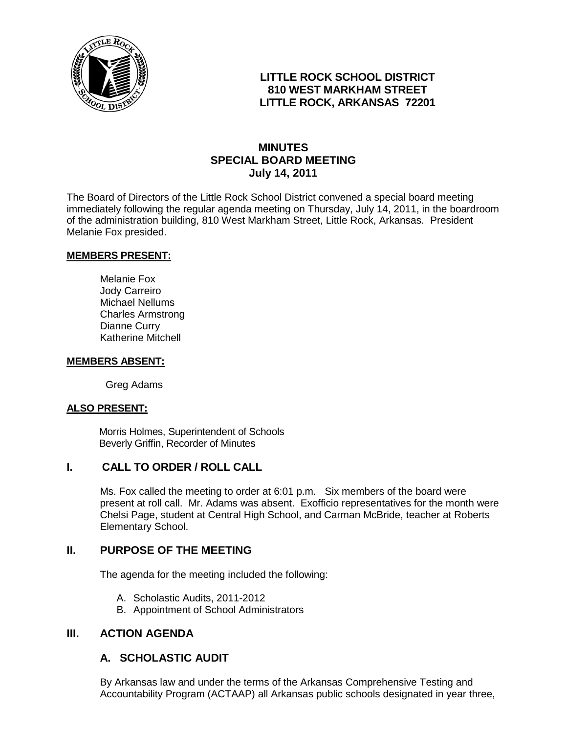# LITTLE ROCK SCHOOL DISTRICT
# 810 WEST MARKHAM STREET
# LITTLE ROCK, ARKANSAS 72201

## MINUTES
## SPECIAL BOARD MEETING
## July 14, 2011

The Board of Directors of the Little Rock School District convened a special board meeting immediately following the regular agenda meeting on Thursday, July 14, 2011, in the boardroom of the administration building, 810 West Markham Street, Little Rock, Arkansas. President Melanie Fox presided.

**MEMBERS PRESENT:**

Melanie Fox
Jody Carreiro
Michael Nellums
Charles Armstrong
Dianne Curry
Katherine Mitchell

**MEMBERS ABSENT:**

Greg Adams

**ALSO PRESENT:**

Morris Holmes, Superintendent of Schools
Beverly Griffin, Recorder of Minutes

## I. CALL TO ORDER / ROLL CALL

Ms. Fox called the meeting to order at 6:01 p.m. Six members of the board were present at roll call. Mr. Adams was absent. Exofficio representatives for the month were Chelsi Page, student at Central High School, and Carman McBride, teacher at Roberts Elementary School.

## II. PURPOSE OF THE MEETING

The agenda for the meeting included the following:

A. Scholastic Audits, 2011-2012
B. Appointment of School Administrators

## III. ACTION AGENDA

### A. SCHOLASTIC AUDIT

By Arkansas law and under the terms of the Arkansas Comprehensive Testing and Accountability Program (ACTAAP) all Arkansas public schools designated in year three,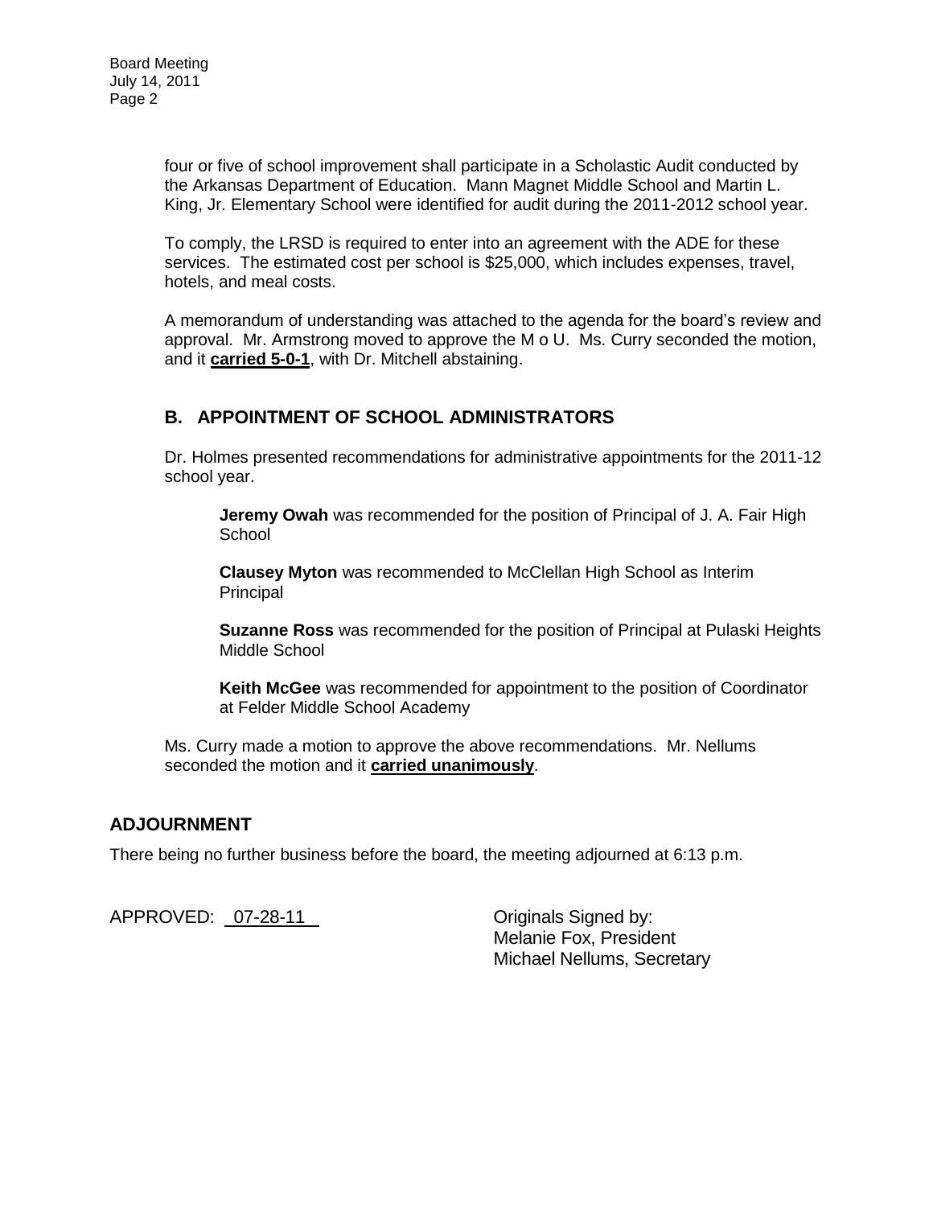four or five of school improvement shall participate in a Scholastic Audit conducted by the Arkansas Department of Education. Mann Magnet Middle School and Martin L. King, Jr. Elementary School were identified for audit during the 2011-2012 school year.

To comply, the LRSD is required to enter into an agreement with the ADE for these services. The estimated cost per school is $25,000, which includes expenses, travel, hotels, and meal costs.

A memorandum of understanding was attached to the agenda for the board's review and approval. Mr. Armstrong moved to approve the M o U. Ms. Curry seconded the motion, and it **carried 5-0-1**, with Dr. Mitchell abstaining.

### B. APPOINTMENT OF SCHOOL ADMINISTRATORS

Dr. Holmes presented recommendations for administrative appointments for the 2011-12 school year.

**Jeremy Owah** was recommended for the position of Principal of J. A. Fair High School

**Clausey Myton** was recommended to McClellan High School as Interim Principal

**Suzanne Ross** was recommended for the position of Principal at Pulaski Heights Middle School

**Keith McGee** was recommended for appointment to the position of Coordinator at Felder Middle School Academy

Ms. Curry made a motion to approve the above recommendations. Mr. Nellums seconded the motion and it **carried unanimously**.

## ADJOURNMENT

There being no further business before the board, the meeting adjourned at 6:13 p.m.

APPROVED: 07-28-11

Originals Signed by:
Melanie Fox, President
Michael Nellums, Secretary